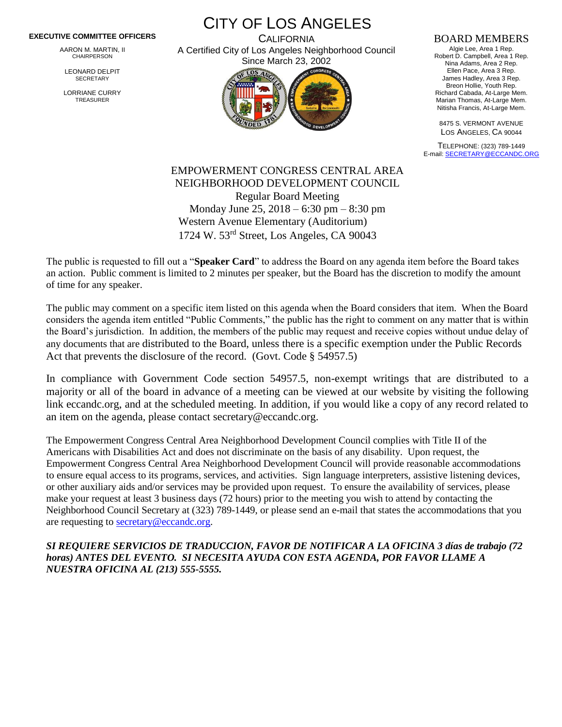# CITY OF LOS ANGELES

CALIFORNIA

A Certified City of Los Angeles Neighborhood Council

Since March 23, 2002

**EXECUTIVE COMMITTEE OFFICERS**

AARON M. MARTIN, II
CHAIRPERSON

LEONARD DELPIT
SECRETARY

LORRIANE CURRY
TREASURER

**BOARD MEMBERS**

Algie Lee, Area 1 Rep.
Robert D. Campbell, Area 1 Rep.
Nina Adams, Area 2 Rep.
Ellen Pace, Area 3 Rep.
James Hadley, Area 3 Rep.
Breon Hollie, Youth Rep.
Richard Cabada, At-Large Mem.
Marian Thomas, At-Large Mem.
Nitisha Francis, At-Large Mem.

8475 S. VERMONT AVENUE
LOS ANGELES, CA 90044

TELEPHONE: (323) 789-1449
E-mail: SECRETARY@ECCANDC.ORG

## EMPOWERMENT CONGRESS CENTRAL AREA NEIGHBORHOOD DEVELOPMENT COUNCIL

Regular Board Meeting
Monday June 25, 2018 – 6:30 pm – 8:30 pm
Western Avenue Elementary (Auditorium)
1724 W. 53rd Street, Los Angeles, CA 90043

The public is requested to fill out a "**Speaker Card**" to address the Board on any agenda item before the Board takes an action. Public comment is limited to 2 minutes per speaker, but the Board has the discretion to modify the amount of time for any speaker.

The public may comment on a specific item listed on this agenda when the Board considers that item. When the Board considers the agenda item entitled "Public Comments," the public has the right to comment on any matter that is within the Board's jurisdiction. In addition, the members of the public may request and receive copies without undue delay of any documents that are distributed to the Board, unless there is a specific exemption under the Public Records Act that prevents the disclosure of the record. (Govt. Code § 54957.5)

In compliance with Government Code section 54957.5, non-exempt writings that are distributed to a majority or all of the board in advance of a meeting can be viewed at our website by visiting the following link eccandc.org, and at the scheduled meeting. In addition, if you would like a copy of any record related to an item on the agenda, please contact secretary@eccandc.org.

The Empowerment Congress Central Area Neighborhood Development Council complies with Title II of the Americans with Disabilities Act and does not discriminate on the basis of any disability. Upon request, the Empowerment Congress Central Area Neighborhood Development Council will provide reasonable accommodations to ensure equal access to its programs, services, and activities. Sign language interpreters, assistive listening devices, or other auxiliary aids and/or services may be provided upon request. To ensure the availability of services, please make your request at least 3 business days (72 hours) prior to the meeting you wish to attend by contacting the Neighborhood Council Secretary at (323) 789-1449, or please send an e-mail that states the accommodations that you are requesting to secretary@eccandc.org.

***SI REQUIERE SERVICIOS DE TRADUCCION, FAVOR DE NOTIFICAR A LA OFICINA 3 días de trabajo (72 horas) ANTES DEL EVENTO. SI NECESITA AYUDA CON ESTA AGENDA, POR FAVOR LLAME A NUESTRA OFICINA AL (213) 555-5555.***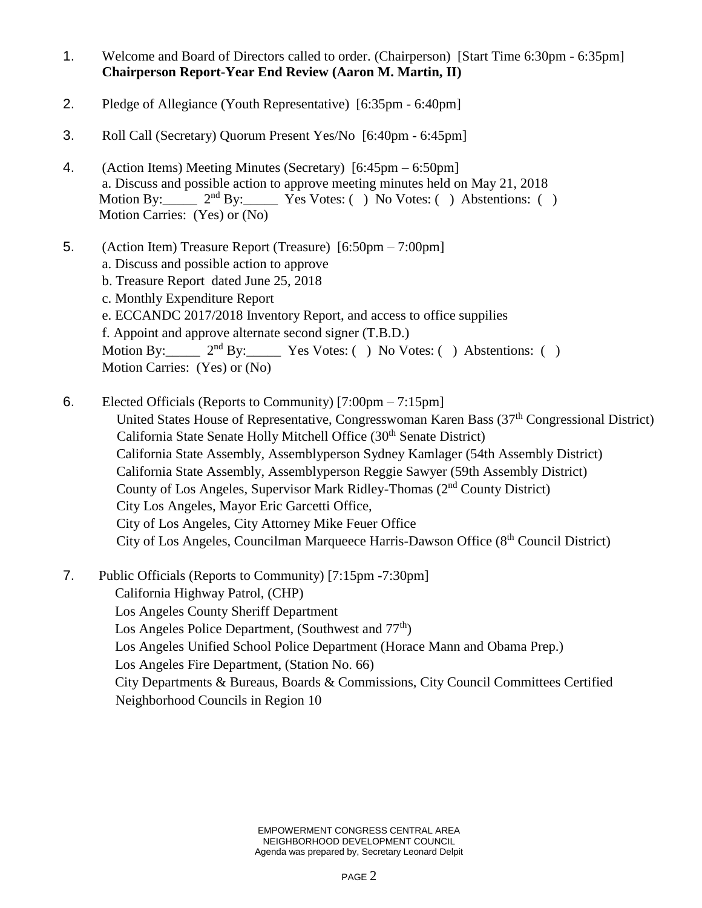1. Welcome and Board of Directors called to order. (Chairperson) [Start Time 6:30pm - 6:35pm]
   **Chairperson Report-Year End Review (Aaron M. Martin, II)**

2. Pledge of Allegiance (Youth Representative) [6:35pm - 6:40pm]

3. Roll Call (Secretary) Quorum Present Yes/No [6:40pm - 6:45pm]

4. (Action Items) Meeting Minutes (Secretary) [6:45pm – 6:50pm]
   a. Discuss and possible action to approve meeting minutes held on May 21, 2018
   Motion By:_____ 2nd By:_____ Yes Votes: ( ) No Votes: ( ) Abstentions: ( )
   Motion Carries: (Yes) or (No)

5. (Action Item) Treasure Report (Treasure) [6:50pm – 7:00pm]
   a. Discuss and possible action to approve
   b. Treasure Report dated June 25, 2018
   c. Monthly Expenditure Report
   e. ECCANDC 2017/2018 Inventory Report, and access to office suppilies
   f. Appoint and approve alternate second signer (T.B.D.)
   Motion By:_____ 2nd By:_____ Yes Votes: ( ) No Votes: ( ) Abstentions: ( )
   Motion Carries: (Yes) or (No)

6. Elected Officials (Reports to Community) [7:00pm – 7:15pm]
   United States House of Representative, Congresswoman Karen Bass (37th Congressional District)
   California State Senate Holly Mitchell Office (30th Senate District)
   California State Assembly, Assemblyperson Sydney Kamlager (54th Assembly District)
   California State Assembly, Assemblyperson Reggie Sawyer (59th Assembly District)
   County of Los Angeles, Supervisor Mark Ridley-Thomas (2nd County District)
   City Los Angeles, Mayor Eric Garcetti Office,
   City of Los Angeles, City Attorney Mike Feuer Office
   City of Los Angeles, Councilman Marqueece Harris-Dawson Office (8th Council District)

7. Public Officials (Reports to Community) [7:15pm -7:30pm]
   California Highway Patrol, (CHP)
   Los Angeles County Sheriff Department
   Los Angeles Police Department, (Southwest and 77th)
   Los Angeles Unified School Police Department (Horace Mann and Obama Prep.)
   Los Angeles Fire Department, (Station No. 66)
   City Departments & Bureaus, Boards & Commissions, City Council Committees Certified Neighborhood Councils in Region 10

EMPOWERMENT CONGRESS CENTRAL AREA
NEIGHBORHOOD DEVELOPMENT COUNCIL
Agenda was prepared by, Secretary Leonard Delpit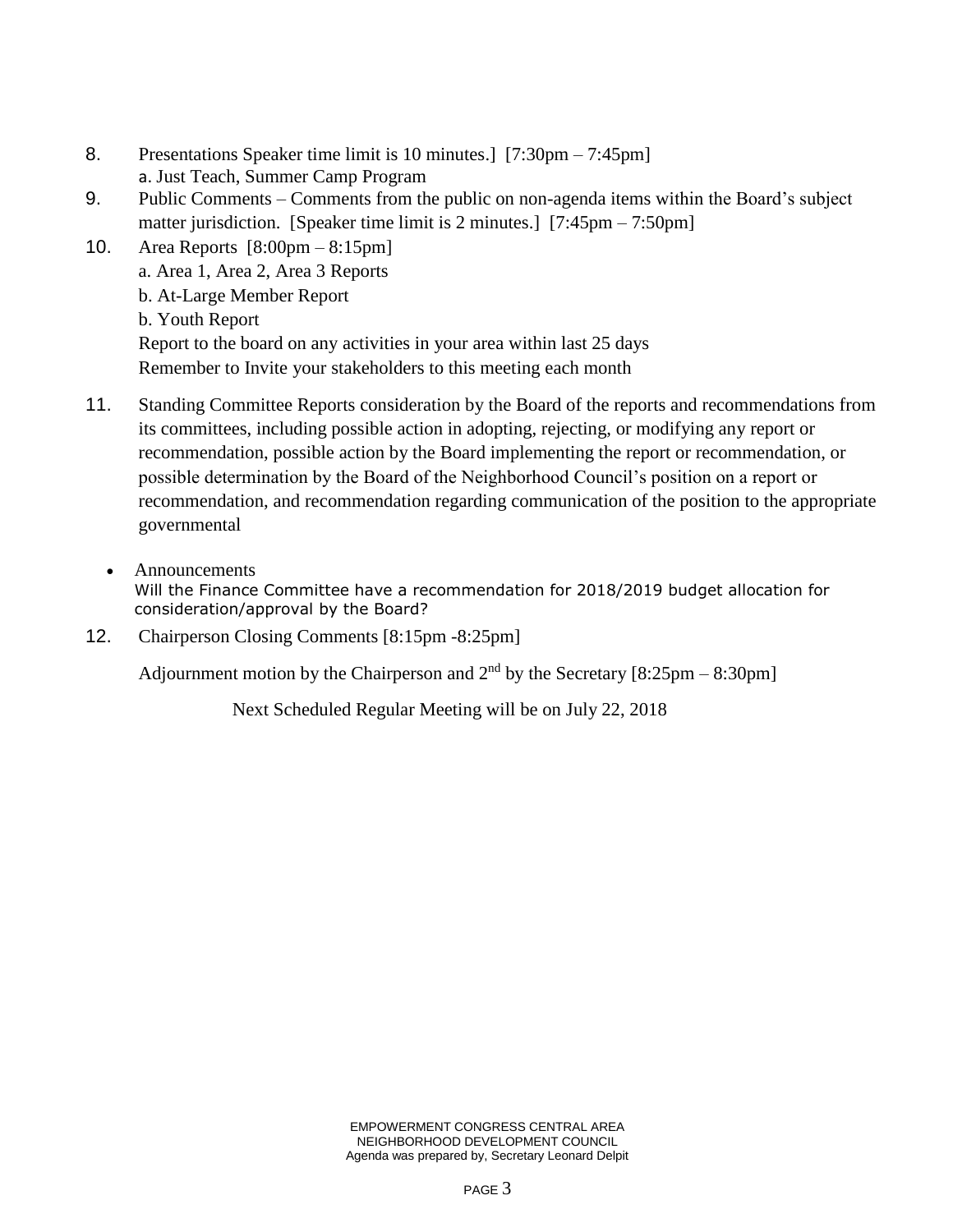8. Presentations Speaker time limit is 10 minutes.] [7:30pm – 7:45pm]
   a. Just Teach, Summer Camp Program
9. Public Comments – Comments from the public on non-agenda items within the Board's subject matter jurisdiction. [Speaker time limit is 2 minutes.] [7:45pm – 7:50pm]
10. Area Reports [8:00pm – 8:15pm]
    a. Area 1, Area 2, Area 3 Reports
    b. At-Large Member Report
    b. Youth Report
    Report to the board on any activities in your area within last 25 days
    Remember to Invite your stakeholders to this meeting each month
11. Standing Committee Reports consideration by the Board of the reports and recommendations from its committees, including possible action in adopting, rejecting, or modifying any report or recommendation, possible action by the Board implementing the report or recommendation, or possible determination by the Board of the Neighborhood Council's position on a report or recommendation, and recommendation regarding communication of the position to the appropriate governmental

    - Announcements
      Will the Finance Committee have a recommendation for 2018/2019 budget allocation for consideration/approval by the Board?
12. Chairperson Closing Comments [8:15pm -8:25pm]

    Adjournment motion by the Chairperson and 2nd by the Secretary [8:25pm – 8:30pm]

Next Scheduled Regular Meeting will be on July 22, 2018

EMPOWERMENT CONGRESS CENTRAL AREA
NEIGHBORHOOD DEVELOPMENT COUNCIL
Agenda was prepared by, Secretary Leonard Delpit